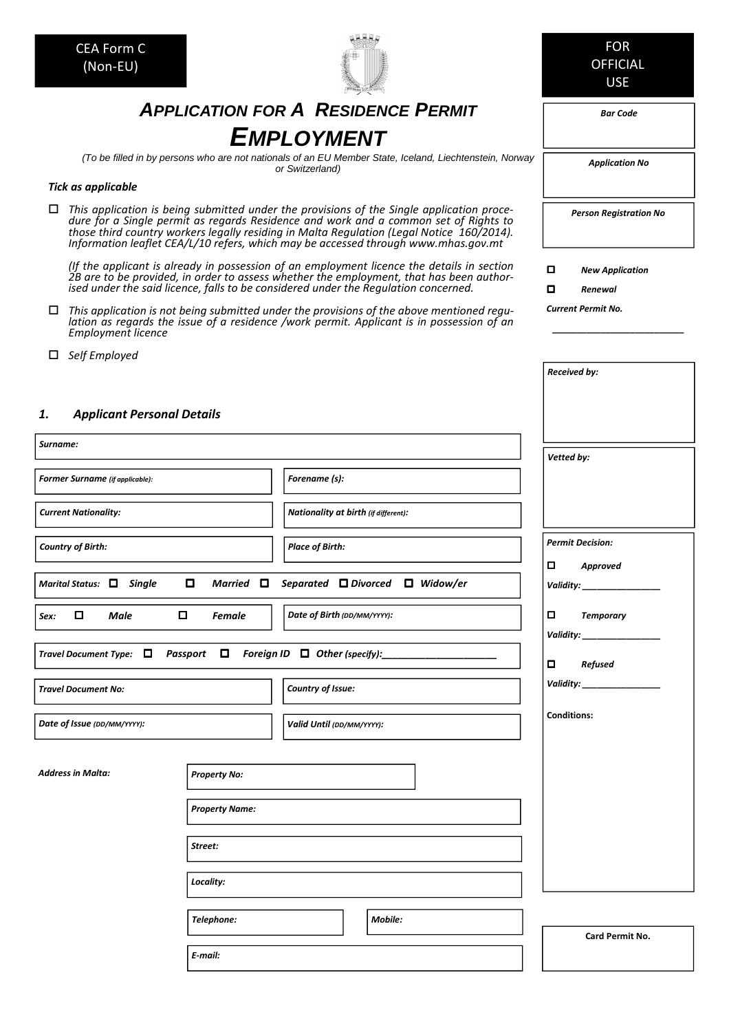CEA Form C (Non-EU)

# *Application for a Residence Permit*
# *Employment*

*(To be filled in by persons who are not nationals of an EU Member State, Iceland, Liechtenstein, Norway or Switzerland)*

***Tick as applicable***

- ☐ *This application is being submitted under the provisions of the Single application procedure for a Single permit as regards Residence and work and a common set of Rights to those third country workers legally residing in Malta Regulation (Legal Notice 160/2014). Information leaflet CEA/L/10 refers, which may be accessed through www.mhas.gov.mt*

  *(If the applicant is already in possession of an employment licence the details in section 2B are to be provided, in order to assess whether the employment, that has been authorised under the said licence, falls to be considered under the Regulation concerned.*

- ☐ *This application is not being submitted under the provisions of the above mentioned regulation as regards the issue of a residence /work permit. Applicant is in possession of an Employment licence*

- ☐ *Self Employed*

## *1. Applicant Personal Details*

| | |
|---|---|
| ***Surname:*** | |
| ***Former Surname** (if applicable):* | ***Forename (s):*** |
| ***Current Nationality:*** | ***Nationality at birth** (if different):* |
| ***Country of Birth:*** | ***Place of Birth:*** |
| ***Marital Status:*** ☐ *Single* ☐ *Married* ☐ *Separated* ☐ *Divorced* ☐ *Widow/er* | |
| ***Sex:*** ☐ *Male* ☐ *Female* | ***Date of Birth** (DD/MM/YYYY):* |
| ***Travel Document Type:*** ☐ *Passport* ☐ *Foreign ID* ☐ *Other (specify):______________________* | |
| ***Travel Document No:*** | ***Country of Issue:*** |
| ***Date of Issue** (DD/MM/YYYY):* | ***Valid Until** (DD/MM/YYYY):* |

***Address in Malta:***

| | |
|---|---|
| ***Property No:*** | |
| ***Property Name:*** | |
| ***Street:*** | |
| ***Locality:*** | |
| ***Telephone:*** | ***Mobile:*** |
| ***E-mail:*** | |

---

**FOR OFFICIAL USE**

***Bar Code***

***Application No***

***Person Registration No***

☐ ***New Application***

☐ ***Renewal***

***Current Permit No.*** ________________________

***Received by:***

***Vetted by:***

***Permit Decision:***

☐ ***Approved***

***Validity:*** ________________

☐ ***Temporary***

***Validity:*** ________________

☐ ***Refused***

***Validity:*** ________________

***Conditions:***

**Card Permit No.**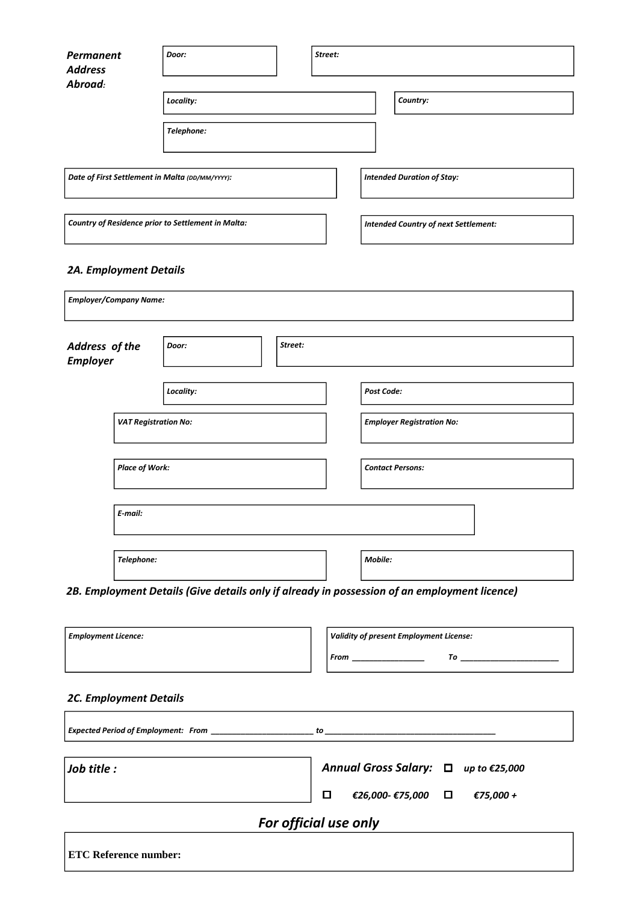***Permanent Address Abroad:***

| | |
|---|---|
| ***Door:*** | ***Street:*** |
| ***Locality:*** | ***Country:*** |
| ***Telephone:*** | |

| | |
|---|---|
| ***Date of First Settlement in Malta*** *(DD/MM/YYYY)*: | ***Intended Duration of Stay:*** |
| ***Country of Residence prior to Settlement in Malta:*** | ***Intended Country of next Settlement:*** |

## *2A. Employment Details*

***Employer/Company Name:***

***Address of the Employer***

| | |
|---|---|
| ***Door:*** | ***Street:*** |
| ***Locality:*** | ***Post Code:*** |
| ***VAT Registration No:*** | ***Employer Registration No:*** |
| ***Place of Work:*** | ***Contact Persons:*** |
| ***E-mail:*** | |
| ***Telephone:*** | ***Mobile:*** |

## *2B. Employment Details (Give details only if already in possession of an employment licence)*

| | |
|---|---|
| ***Employment Licence:*** | ***Validity of present Employment License:*** <br> ***From*** ________________ ***To*** ______________________ |

## *2C. Employment Details*

***Expected Period of Employment: From*** ________________________ ***to*** ______________________________________

| | |
|---|---|
| ***Job title :*** | ***Annual Gross Salary:*** ☐ ***up to €25,000*** <br> ☐ ***€26,000- €75,000*** ☐ ***€75,000 +*** |

## *For official use only*

**ETC Reference number:**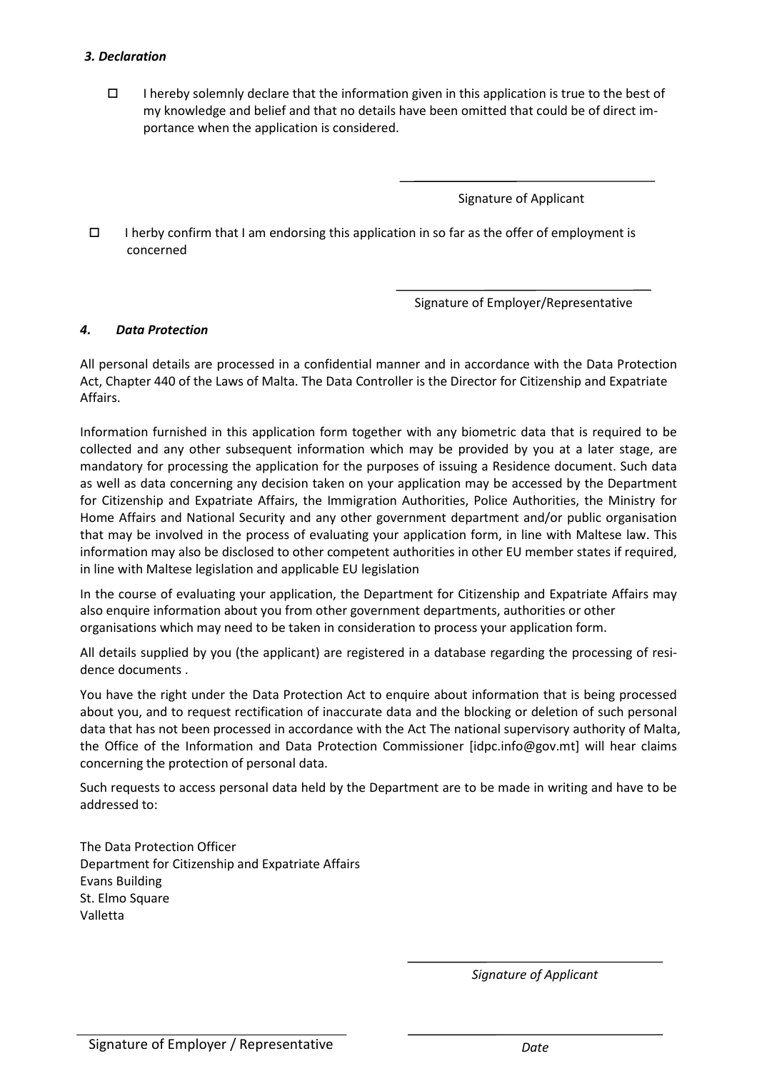### *3. Declaration*

- ☐ I hereby solemnly declare that the information given in this application is true to the best of my knowledge and belief and that no details have been omitted that could be of direct importance when the application is considered.

Signature of Applicant

- ☐ I herby confirm that I am endorsing this application in so far as the offer of employment is concerned

Signature of Employer/Representative

### *4. Data Protection*

All personal details are processed in a confidential manner and in accordance with the Data Protection Act, Chapter 440 of the Laws of Malta. The Data Controller is the Director for Citizenship and Expatriate Affairs.

Information furnished in this application form together with any biometric data that is required to be collected and any other subsequent information which may be provided by you at a later stage, are mandatory for processing the application for the purposes of issuing a Residence document. Such data as well as data concerning any decision taken on your application may be accessed by the Department for Citizenship and Expatriate Affairs, the Immigration Authorities, Police Authorities, the Ministry for Home Affairs and National Security and any other government department and/or public organisation that may be involved in the process of evaluating your application form, in line with Maltese law. This information may also be disclosed to other competent authorities in other EU member states if required, in line with Maltese legislation and applicable EU legislation

In the course of evaluating your application, the Department for Citizenship and Expatriate Affairs may also enquire information about you from other government departments, authorities or other organisations which may need to be taken in consideration to process your application form.

All details supplied by you (the applicant) are registered in a database regarding the processing of residence documents .

You have the right under the Data Protection Act to enquire about information that is being processed about you, and to request rectification of inaccurate data and the blocking or deletion of such personal data that has not been processed in accordance with the Act The national supervisory authority of Malta, the Office of the Information and Data Protection Commissioner [idpc.info@gov.mt] will hear claims concerning the protection of personal data.

Such requests to access personal data held by the Department are to be made in writing and have to be addressed to:

The Data Protection Officer  
Department for Citizenship and Expatriate Affairs  
Evans Building  
St. Elmo Square  
Valletta

*Signature of Applicant*

Signature of Employer / Representative

*Date*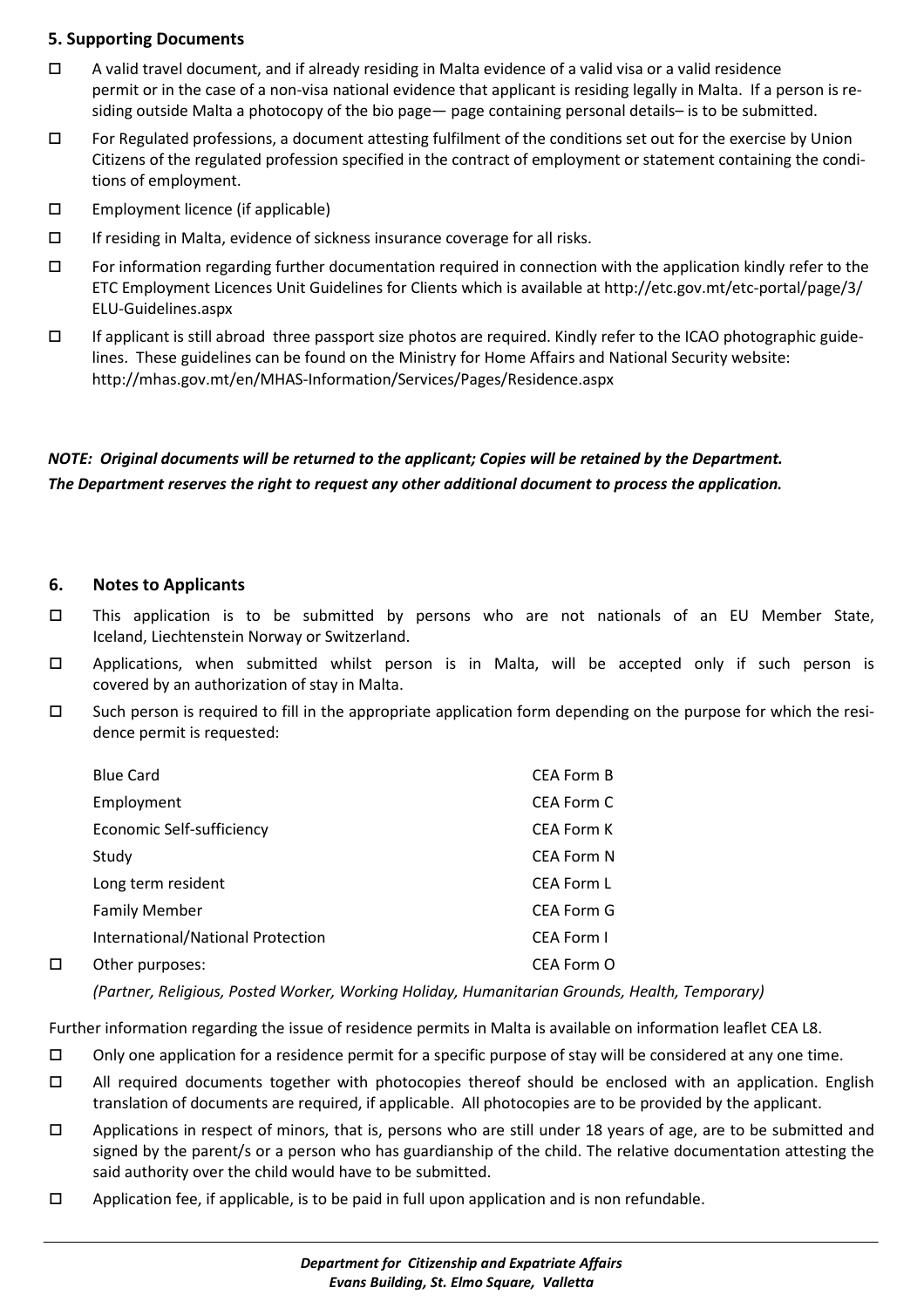## 5. Supporting Documents

- ☐ A valid travel document, and if already residing in Malta evidence of a valid visa or a valid residence permit or in the case of a non-visa national evidence that applicant is residing legally in Malta. If a person is residing outside Malta a photocopy of the bio page— page containing personal details– is to be submitted.
- ☐ For Regulated professions, a document attesting fulfilment of the conditions set out for the exercise by Union Citizens of the regulated profession specified in the contract of employment or statement containing the conditions of employment.
- ☐ Employment licence (if applicable)
- ☐ If residing in Malta, evidence of sickness insurance coverage for all risks.
- ☐ For information regarding further documentation required in connection with the application kindly refer to the ETC Employment Licences Unit Guidelines for Clients which is available at http://etc.gov.mt/etc-portal/page/3/ELU-Guidelines.aspx
- ☐ If applicant is still abroad three passport size photos are required. Kindly refer to the ICAO photographic guidelines. These guidelines can be found on the Ministry for Home Affairs and National Security website: http://mhas.gov.mt/en/MHAS-Information/Services/Pages/Residence.aspx

***NOTE: Original documents will be returned to the applicant; Copies will be retained by the Department.***
***The Department reserves the right to request any other additional document to process the application.***

## 6. Notes to Applicants

- ☐ This application is to be submitted by persons who are not nationals of an EU Member State, Iceland, Liechtenstein Norway or Switzerland.
- ☐ Applications, when submitted whilst person is in Malta, will be accepted only if such person is covered by an authorization of stay in Malta.
- ☐ Such person is required to fill in the appropriate application form depending on the purpose for which the residence permit is requested:

| | |
|---|---|
| Blue Card | CEA Form B |
| Employment | CEA Form C |
| Economic Self-sufficiency | CEA Form K |
| Study | CEA Form N |
| Long term resident | CEA Form L |
| Family Member | CEA Form G |
| International/National Protection | CEA Form I |
| ☐ Other purposes: | CEA Form O |

*(Partner, Religious, Posted Worker, Working Holiday, Humanitarian Grounds, Health, Temporary)*

Further information regarding the issue of residence permits in Malta is available on information leaflet CEA L8.

- ☐ Only one application for a residence permit for a specific purpose of stay will be considered at any one time.
- ☐ All required documents together with photocopies thereof should be enclosed with an application. English translation of documents are required, if applicable. All photocopies are to be provided by the applicant.
- ☐ Applications in respect of minors, that is, persons who are still under 18 years of age, are to be submitted and signed by the parent/s or a person who has guardianship of the child. The relative documentation attesting the said authority over the child would have to be submitted.
- ☐ Application fee, if applicable, is to be paid in full upon application and is non refundable.